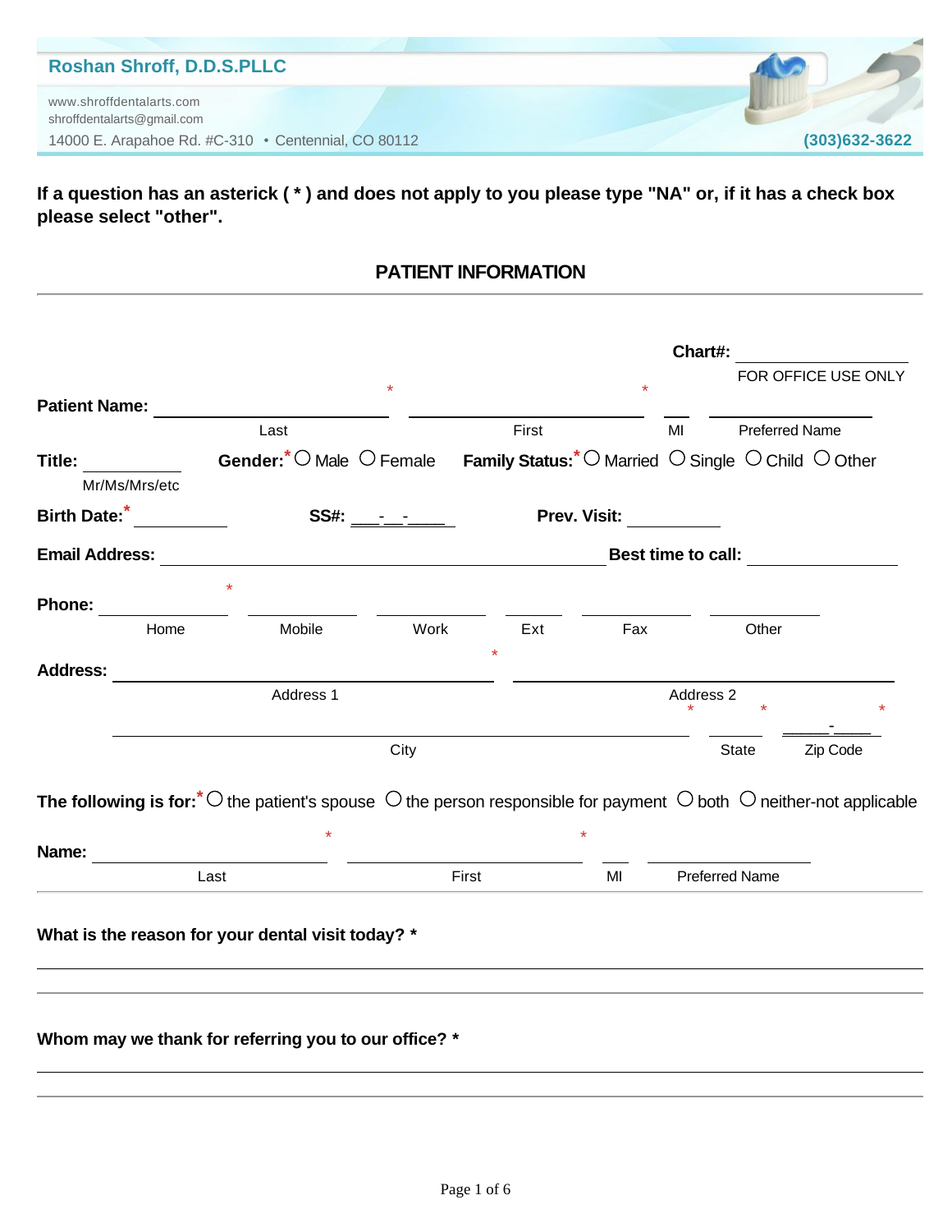**Roshan Shroff, D.D.S.PLLC**

www.shroffdentalarts.com
shroffdentalarts@gmail.com
14000 E. Arapahoe Rd. #C-310 • Centennial, CO 80112
**(303)632-3622**

**If a question has an asterick ( * ) and does not apply to you please type "NA" or, if it has a check box please select "other".**

## PATIENT INFORMATION

**Chart#:** ____________
FOR OFFICE USE ONLY

**Patient Name:** ____________ * ____________ * ___ ____________
Last | First | MI | Preferred Name

**Title:** ________ Mr/Ms/Mrs/etc

**Gender:*** ○ Male ○ Female

**Family Status:*** ○ Married ○ Single ○ Child ○ Other

**Birth Date:*** ________

**SS#:** ___-__-____

**Prev. Visit:** ________

**Email Address:** ____________

**Best time to call:** ____________

**Phone:** ________ * ________ ________ ________ ________ ________
Home | Mobile | Work | Ext | Fax | Other

**Address:** ____________ * ____________
Address 1 | Address 2

____________ * ________ * ______-____ *
City | State | Zip Code

**The following is for:*** ○ the patient's spouse ○ the person responsible for payment ○ both ○ neither-not applicable

**Name:** ____________ * ____________ * ___ ____________
Last | First | MI | Preferred Name

**What is the reason for your dental visit today? ***

______________________________________________

______________________________________________

**Whom may we thank for referring you to our office? ***

______________________________________________

______________________________________________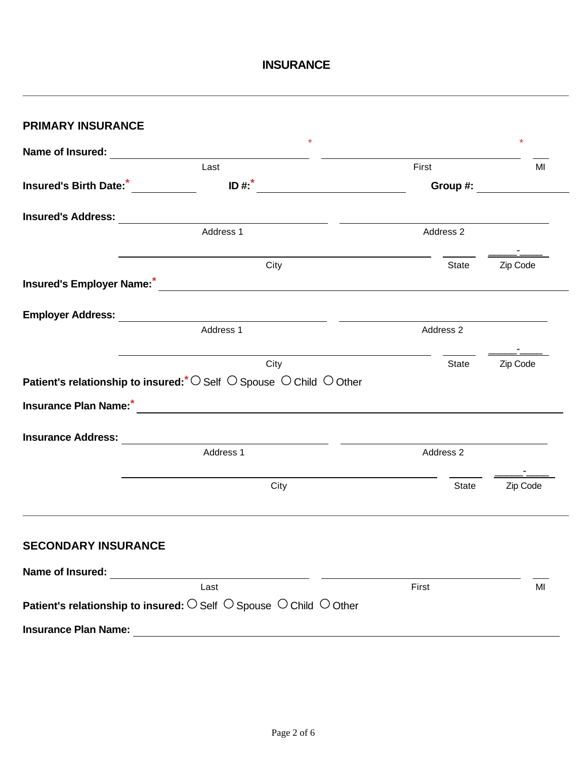# INSURANCE

---

## PRIMARY INSURANCE

**Name of Insured:** ______________________* ______________________* ____

Last                First                MI

**Insured's Birth Date:*** ____________ **ID #:*** ______________________ **Group #:** ____________

**Insured's Address:** ______________________ ______________________

Address 1                Address 2

______________________________________ ______ _____-____

City                State                Zip Code

**Insured's Employer Name:*** ______________________________________

**Employer Address:** ______________________ ______________________

Address 1                Address 2

______________________________________ ______ _____-____

City                State                Zip Code

**Patient's relationship to insured:*** ○ Self ○ Spouse ○ Child ○ Other

**Insurance Plan Name:*** ______________________________________

**Insurance Address:** ______________________ ______________________

Address 1                Address 2

______________________________________ ______ _____-____

City                State                Zip Code

---

## SECONDARY INSURANCE

**Name of Insured:** ______________________ ______________________ ____

Last                First                MI

**Patient's relationship to insured:** ○ Self ○ Spouse ○ Child ○ Other

**Insurance Plan Name:** ______________________________________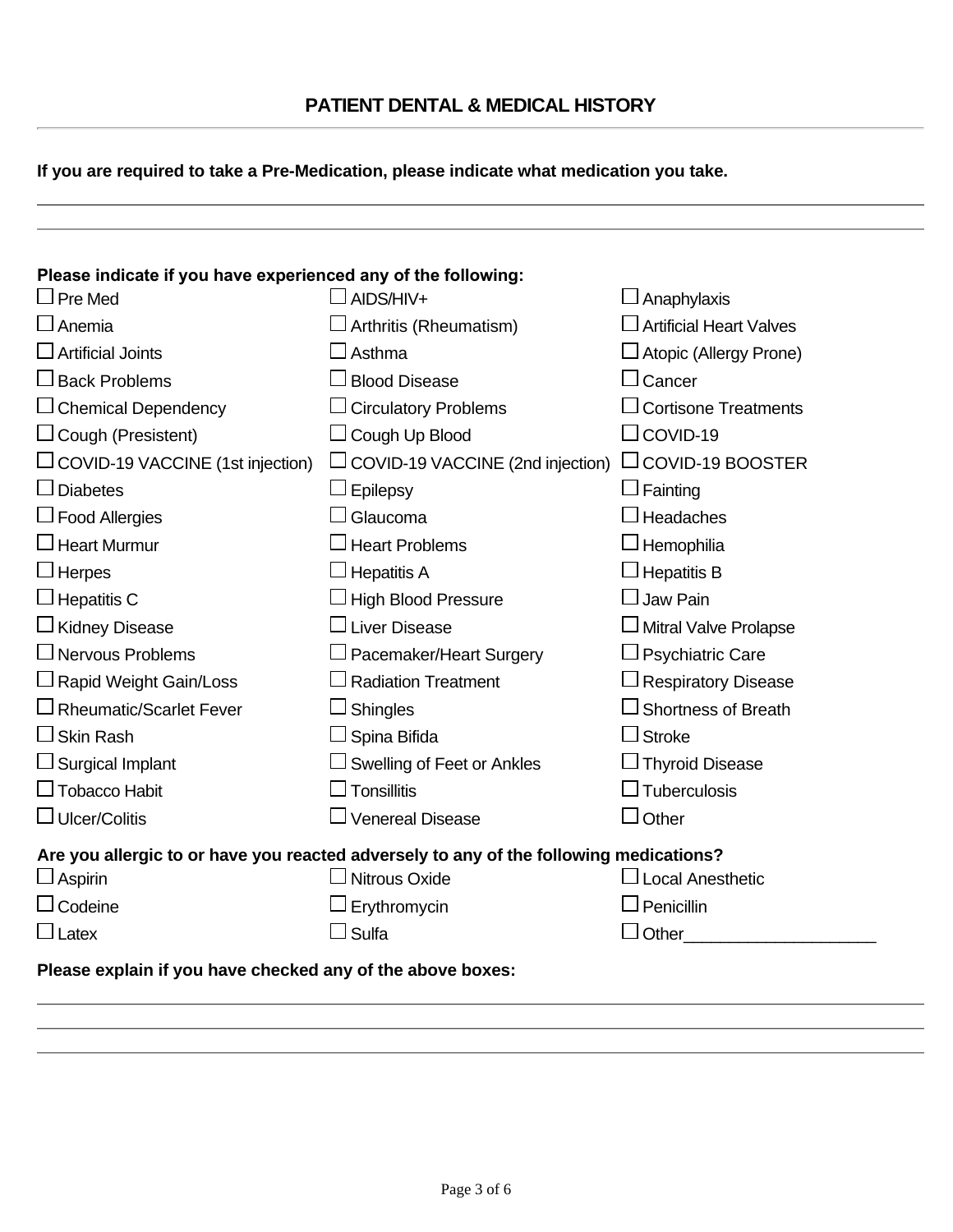# PATIENT DENTAL & MEDICAL HISTORY

**If you are required to take a Pre-Medication, please indicate what medication you take.**

\_\_\_\_\_\_\_\_\_\_\_\_\_\_\_\_\_\_\_\_\_\_\_\_\_\_\_\_\_\_\_\_\_\_\_\_\_\_\_\_\_\_\_\_\_\_\_\_\_\_\_\_\_\_\_\_\_\_\_\_\_\_\_\_\_\_\_\_\_\_\_\_\_\_\_\_\_\_

\_\_\_\_\_\_\_\_\_\_\_\_\_\_\_\_\_\_\_\_\_\_\_\_\_\_\_\_\_\_\_\_\_\_\_\_\_\_\_\_\_\_\_\_\_\_\_\_\_\_\_\_\_\_\_\_\_\_\_\_\_\_\_\_\_\_\_\_\_\_\_\_\_\_\_\_\_\_

**Please indicate if you have experienced any of the following:**

| | | |
|---|---|---|
| ☐ Pre Med | ☐ AIDS/HIV+ | ☐ Anaphylaxis |
| ☐ Anemia | ☐ Arthritis (Rheumatism) | ☐ Artificial Heart Valves |
| ☐ Artificial Joints | ☐ Asthma | ☐ Atopic (Allergy Prone) |
| ☐ Back Problems | ☐ Blood Disease | ☐ Cancer |
| ☐ Chemical Dependency | ☐ Circulatory Problems | ☐ Cortisone Treatments |
| ☐ Cough (Presistent) | ☐ Cough Up Blood | ☐ COVID-19 |
| ☐ COVID-19 VACCINE (1st injection) | ☐ COVID-19 VACCINE (2nd injection) | ☐ COVID-19 BOOSTER |
| ☐ Diabetes | ☐ Epilepsy | ☐ Fainting |
| ☐ Food Allergies | ☐ Glaucoma | ☐ Headaches |
| ☐ Heart Murmur | ☐ Heart Problems | ☐ Hemophilia |
| ☐ Herpes | ☐ Hepatitis A | ☐ Hepatitis B |
| ☐ Hepatitis C | ☐ High Blood Pressure | ☐ Jaw Pain |
| ☐ Kidney Disease | ☐ Liver Disease | ☐ Mitral Valve Prolapse |
| ☐ Nervous Problems | ☐ Pacemaker/Heart Surgery | ☐ Psychiatric Care |
| ☐ Rapid Weight Gain/Loss | ☐ Radiation Treatment | ☐ Respiratory Disease |
| ☐ Rheumatic/Scarlet Fever | ☐ Shingles | ☐ Shortness of Breath |
| ☐ Skin Rash | ☐ Spina Bifida | ☐ Stroke |
| ☐ Surgical Implant | ☐ Swelling of Feet or Ankles | ☐ Thyroid Disease |
| ☐ Tobacco Habit | ☐ Tonsillitis | ☐ Tuberculosis |
| ☐ Ulcer/Colitis | ☐ Venereal Disease | ☐ Other |

**Are you allergic to or have you reacted adversely to any of the following medications?**

| | | |
|---|---|---|
| ☐ Aspirin | ☐ Nitrous Oxide | ☐ Local Anesthetic |
| ☐ Codeine | ☐ Erythromycin | ☐ Penicillin |
| ☐ Latex | ☐ Sulfa | ☐ Other\_\_\_\_\_\_\_\_\_\_\_\_\_\_\_\_\_\_\_\_ |

**Please explain if you have checked any of the above boxes:**

\_\_\_\_\_\_\_\_\_\_\_\_\_\_\_\_\_\_\_\_\_\_\_\_\_\_\_\_\_\_\_\_\_\_\_\_\_\_\_\_\_\_\_\_\_\_\_\_\_\_\_\_\_\_\_\_\_\_\_\_\_\_\_\_\_\_\_\_\_\_\_\_\_\_\_\_\_\_

\_\_\_\_\_\_\_\_\_\_\_\_\_\_\_\_\_\_\_\_\_\_\_\_\_\_\_\_\_\_\_\_\_\_\_\_\_\_\_\_\_\_\_\_\_\_\_\_\_\_\_\_\_\_\_\_\_\_\_\_\_\_\_\_\_\_\_\_\_\_\_\_\_\_\_\_\_\_

\_\_\_\_\_\_\_\_\_\_\_\_\_\_\_\_\_\_\_\_\_\_\_\_\_\_\_\_\_\_\_\_\_\_\_\_\_\_\_\_\_\_\_\_\_\_\_\_\_\_\_\_\_\_\_\_\_\_\_\_\_\_\_\_\_\_\_\_\_\_\_\_\_\_\_\_\_\_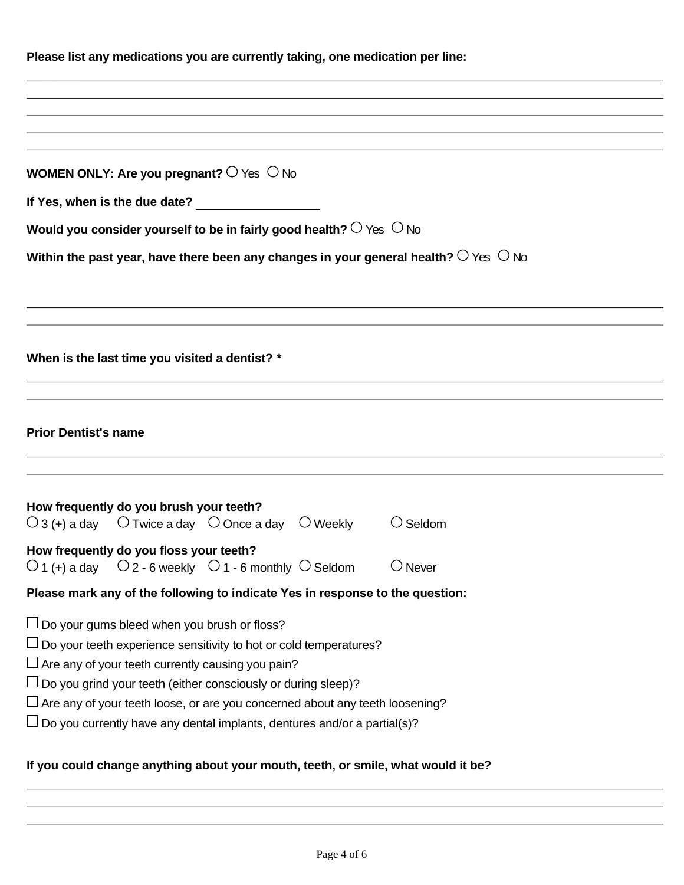**Please list any medications you are currently taking, one medication per line:**

\_\_\_\_\_\_\_\_\_\_\_\_\_\_\_\_\_\_\_\_\_\_\_\_\_\_\_\_\_\_\_\_\_\_\_\_\_\_\_\_

\_\_\_\_\_\_\_\_\_\_\_\_\_\_\_\_\_\_\_\_\_\_\_\_\_\_\_\_\_\_\_\_\_\_\_\_\_\_\_\_

\_\_\_\_\_\_\_\_\_\_\_\_\_\_\_\_\_\_\_\_\_\_\_\_\_\_\_\_\_\_\_\_\_\_\_\_\_\_\_\_

\_\_\_\_\_\_\_\_\_\_\_\_\_\_\_\_\_\_\_\_\_\_\_\_\_\_\_\_\_\_\_\_\_\_\_\_\_\_\_\_

\_\_\_\_\_\_\_\_\_\_\_\_\_\_\_\_\_\_\_\_\_\_\_\_\_\_\_\_\_\_\_\_\_\_\_\_\_\_\_\_

**WOMEN ONLY: Are you pregnant?** ○ Yes ○ No

**If Yes, when is the due date?** \_\_\_\_\_\_\_\_\_\_\_\_\_\_\_\_

**Would you consider yourself to be in fairly good health?** ○ Yes ○ No

**Within the past year, have there been any changes in your general health?** ○ Yes ○ No

\_\_\_\_\_\_\_\_\_\_\_\_\_\_\_\_\_\_\_\_\_\_\_\_\_\_\_\_\_\_\_\_\_\_\_\_\_\_\_\_

\_\_\_\_\_\_\_\_\_\_\_\_\_\_\_\_\_\_\_\_\_\_\_\_\_\_\_\_\_\_\_\_\_\_\_\_\_\_\_\_

**When is the last time you visited a dentist? \***

\_\_\_\_\_\_\_\_\_\_\_\_\_\_\_\_\_\_\_\_\_\_\_\_\_\_\_\_\_\_\_\_\_\_\_\_\_\_\_\_

\_\_\_\_\_\_\_\_\_\_\_\_\_\_\_\_\_\_\_\_\_\_\_\_\_\_\_\_\_\_\_\_\_\_\_\_\_\_\_\_

**Prior Dentist's name**

\_\_\_\_\_\_\_\_\_\_\_\_\_\_\_\_\_\_\_\_\_\_\_\_\_\_\_\_\_\_\_\_\_\_\_\_\_\_\_\_

\_\_\_\_\_\_\_\_\_\_\_\_\_\_\_\_\_\_\_\_\_\_\_\_\_\_\_\_\_\_\_\_\_\_\_\_\_\_\_\_

**How frequently do you brush your teeth?**
○ 3 (+) a day ○ Twice a day ○ Once a day ○ Weekly ○ Seldom

**How frequently do you floss your teeth?**
○ 1 (+) a day ○ 2 - 6 weekly ○ 1 - 6 monthly ○ Seldom ○ Never

**Please mark any of the following to indicate Yes in response to the question:**

- ☐ Do your gums bleed when you brush or floss?
- ☐ Do your teeth experience sensitivity to hot or cold temperatures?
- ☐ Are any of your teeth currently causing you pain?
- ☐ Do you grind your teeth (either consciously or during sleep)?
- ☐ Are any of your teeth loose, or are you concerned about any teeth loosening?
- ☐ Do you currently have any dental implants, dentures and/or a partial(s)?

**If you could change anything about your mouth, teeth, or smile, what would it be?**

\_\_\_\_\_\_\_\_\_\_\_\_\_\_\_\_\_\_\_\_\_\_\_\_\_\_\_\_\_\_\_\_\_\_\_\_\_\_\_\_

\_\_\_\_\_\_\_\_\_\_\_\_\_\_\_\_\_\_\_\_\_\_\_\_\_\_\_\_\_\_\_\_\_\_\_\_\_\_\_\_

\_\_\_\_\_\_\_\_\_\_\_\_\_\_\_\_\_\_\_\_\_\_\_\_\_\_\_\_\_\_\_\_\_\_\_\_\_\_\_\_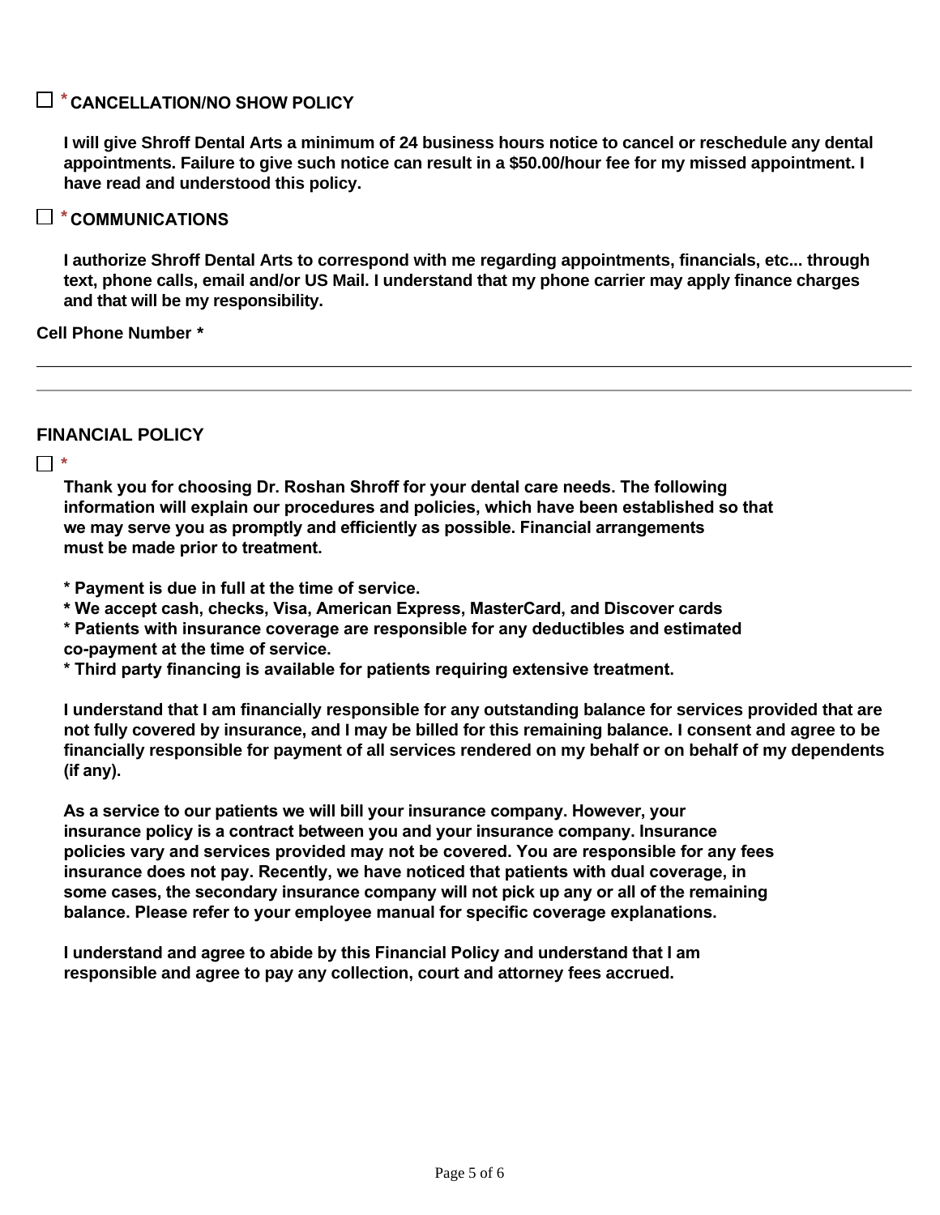☐ * **CANCELLATION/NO SHOW POLICY**

**I will give Shroff Dental Arts a minimum of 24 business hours notice to cancel or reschedule any dental appointments. Failure to give such notice can result in a $50.00/hour fee for my missed appointment. I have read and understood this policy.**

☐ * **COMMUNICATIONS**

**I authorize Shroff Dental Arts to correspond with me regarding appointments, financials, etc... through text, phone calls, email and/or US Mail. I understand that my phone carrier may apply finance charges and that will be my responsibility.**

**Cell Phone Number ***

---

## FINANCIAL POLICY

☐ *

**Thank you for choosing Dr. Roshan Shroff for your dental care needs. The following information will explain our procedures and policies, which have been established so that we may serve you as promptly and efficiently as possible. Financial arrangements must be made prior to treatment.**

**\* Payment is due in full at the time of service.**
**\* We accept cash, checks, Visa, American Express, MasterCard, and Discover cards**
**\* Patients with insurance coverage are responsible for any deductibles and estimated co-payment at the time of service.**
**\* Third party financing is available for patients requiring extensive treatment.**

**I understand that I am financially responsible for any outstanding balance for services provided that are not fully covered by insurance, and I may be billed for this remaining balance. I consent and agree to be financially responsible for payment of all services rendered on my behalf or on behalf of my dependents (if any).**

**As a service to our patients we will bill your insurance company. However, your insurance policy is a contract between you and your insurance company. Insurance policies vary and services provided may not be covered. You are responsible for any fees insurance does not pay. Recently, we have noticed that patients with dual coverage, in some cases, the secondary insurance company will not pick up any or all of the remaining balance. Please refer to your employee manual for specific coverage explanations.**

**I understand and agree to abide by this Financial Policy and understand that I am responsible and agree to pay any collection, court and attorney fees accrued.**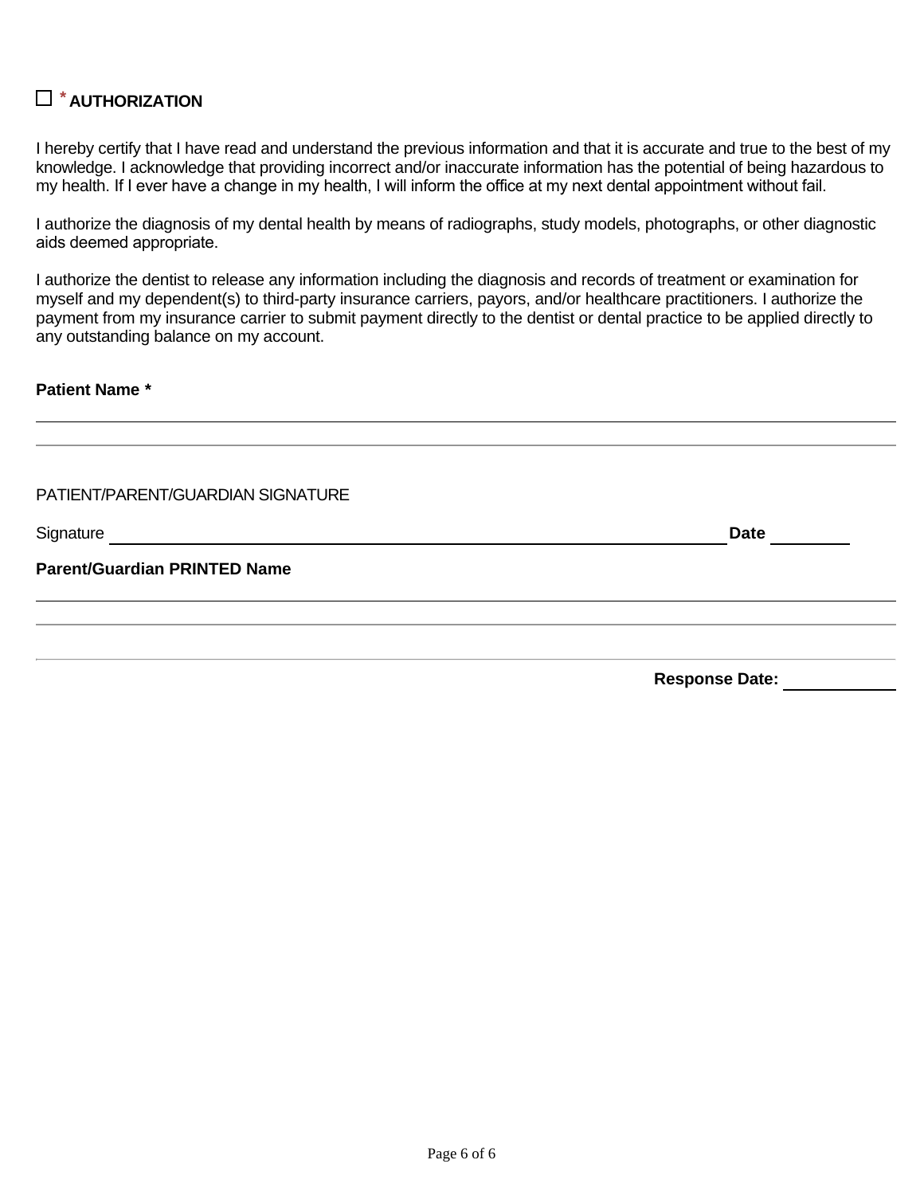☐ * **AUTHORIZATION**

I hereby certify that I have read and understand the previous information and that it is accurate and true to the best of my knowledge. I acknowledge that providing incorrect and/or inaccurate information has the potential of being hazardous to my health. If I ever have a change in my health, I will inform the office at my next dental appointment without fail.

I authorize the diagnosis of my dental health by means of radiographs, study models, photographs, or other diagnostic aids deemed appropriate.

I authorize the dentist to release any information including the diagnosis and records of treatment or examination for myself and my dependent(s) to third-party insurance carriers, payors, and/or healthcare practitioners. I authorize the payment from my insurance carrier to submit payment directly to the dentist or dental practice to be applied directly to any outstanding balance on my account.

**Patient Name ***

______________________________________________________________________

PATIENT/PARENT/GUARDIAN SIGNATURE

Signature ______________________________________________ **Date** __________

**Parent/Guardian PRINTED Name**

______________________________________________________________________

**Response Date:** ____________